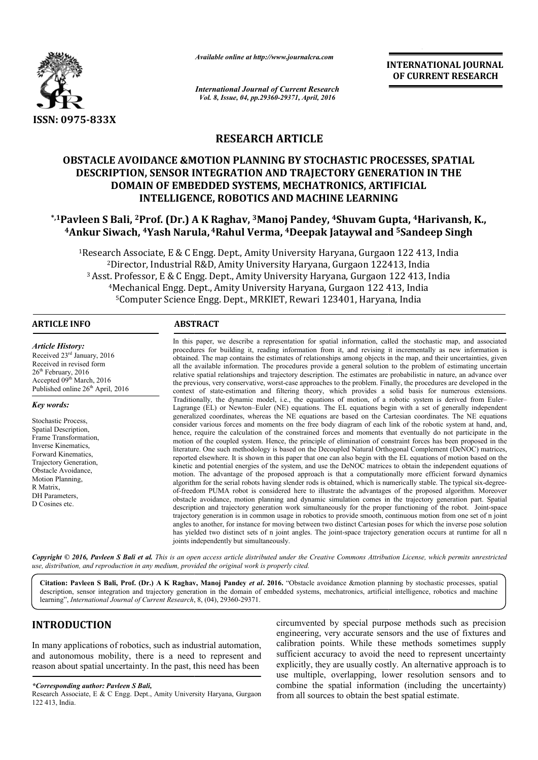*Available online at http://www.journalcra.com*

*International Journal of Current Research*
*Vol. 8, Issue, 04, pp.29360-29371, April, 2016*

**INTERNATIONAL JOURNAL OF CURRENT RESEARCH**

ISSN: 0975-833X

## RESEARCH ARTICLE

# OBSTACLE AVOIDANCE &MOTION PLANNING BY STOCHASTIC PROCESSES, SPATIAL DESCRIPTION, SENSOR INTEGRATION AND TRAJECTORY GENERATION IN THE DOMAIN OF EMBEDDED SYSTEMS, MECHATRONICS, ARTIFICIAL INTELLIGENCE, ROBOTICS AND MACHINE LEARNING

**\*,[1]Pavleen S Bali, [2]Prof. (Dr.) A K Raghav, [3]Manoj Pandey, [4]Shuvam Gupta, [4]Harivansh, K., [4]Ankur Siwach, [4]Yash Narula, [4]Rahul Verma, [4]Deepak Jataywal and [5]Sandeep Singh**

[1]Research Associate, E & C Engg. Dept., Amity University Haryana, Gurgaon 122 413, India
[2]Director, Industrial R&D, Amity University Haryana, Gurgaon 122413, India
[3] Asst. Professor, E & C Engg. Dept., Amity University Haryana, Gurgaon 122 413, India
[4]Mechanical Engg. Dept., Amity University Haryana, Gurgaon 122 413, India
[5]Computer Science Engg. Dept., MRKIET, Rewari 123401, Haryana, India

## ARTICLE INFO

***Article History:***

Received 23rd January, 2016
Received in revised form 26th February, 2016
Accepted 09th March, 2016
Published online 26th April, 2016

***Key words:***

Stochastic Process,
Spatial Description,
Frame Transformation,
Inverse Kinematics,
Forward Kinematics,
Trajectory Generation,
Obstacle Avoidance,
Motion Planning,
R Matrix,
DH Parameters,
D Cosines etc.

## ABSTRACT

In this paper, we describe a representation for spatial information, called the stochastic map, and associated procedures for building it, reading information from it, and revising it incrementally as new information is obtained. The map contains the estimates of relationships among objects in the map, and their uncertainties, given all the available information. The procedures provide a general solution to the problem of estimating uncertain relative spatial relationships and trajectory description. The estimates are probabilistic in nature, an advance over the previous, very conservative, worst-case approaches to the problem. Finally, the procedures are developed in the context of state-estimation and filtering theory, which provides a solid basis for numerous extensions. Traditionally, the dynamic model, i.e., the equations of motion, of a robotic system is derived from Euler–Lagrange (EL) or Newton–Euler (NE) equations. The EL equations begin with a set of generally independent generalized coordinates, whereas the NE equations are based on the Cartesian coordinates. The NE equations consider various forces and moments on the free body diagram of each link of the robotic system at hand, and, hence, require the calculation of the constrained forces and moments that eventually do not participate in the motion of the coupled system. Hence, the principle of elimination of constraint forces has been proposed in the literature. One such methodology is based on the Decoupled Natural Orthogonal Complement (DeNOC) matrices, reported elsewhere. It is shown in this paper that one can also begin with the EL equations of motion based on the kinetic and potential energies of the system, and use the DeNOC matrices to obtain the independent equations of motion. The advantage of the proposed approach is that a computationally more efficient forward dynamics algorithm for the serial robots having slender rods is obtained, which is numerically stable. The typical six-degree-of-freedom PUMA robot is considered here to illustrate the advantages of the proposed algorithm. Moreover obstacle avoidance, motion planning and dynamic simulation comes in the trajectory generation part. Spatial description and trajectory generation work simultaneously for the proper functioning of the robot. Joint-space trajectory generation is in common usage in robotics to provide smooth, continuous motion from one set of n joint angles to another, for instance for moving between two distinct Cartesian poses for which the inverse pose solution has yielded two distinct sets of n joint angles. The joint-space trajectory generation occurs at runtime for all n joints independently but simultaneously.

*Copyright © 2016, Pavleen S Bali et al. This is an open access article distributed under the Creative Commons Attribution License, which permits unrestricted use, distribution, and reproduction in any medium, provided the original work is properly cited.*

**Citation: Pavleen S Bali, Prof. (Dr.) A K Raghav, Manoj Pandey *et al*. 2016.** "Obstacle avoidance &motion planning by stochastic processes, spatial description, sensor integration and trajectory generation in the domain of embedded systems, mechatronics, artificial intelligence, robotics and machine learning", *International Journal of Current Research*, 8, (04), 29360-29371.

## INTRODUCTION

In many applications of robotics, such as industrial automation, and autonomous mobility, there is a need to represent and reason about spatial uncertainty. In the past, this need has been circumvented by special purpose methods such as precision engineering, very accurate sensors and the use of fixtures and calibration points. While these methods sometimes supply sufficient accuracy to avoid the need to represent uncertainty explicitly, they are usually costly. An alternative approach is to use multiple, overlapping, lower resolution sensors and to combine the spatial information (including the uncertainty) from all sources to obtain the best spatial estimate.

*\*Corresponding author: Pavleen S Bali,*
Research Associate, E & C Engg. Dept., Amity University Haryana, Gurgaon 122 413, India.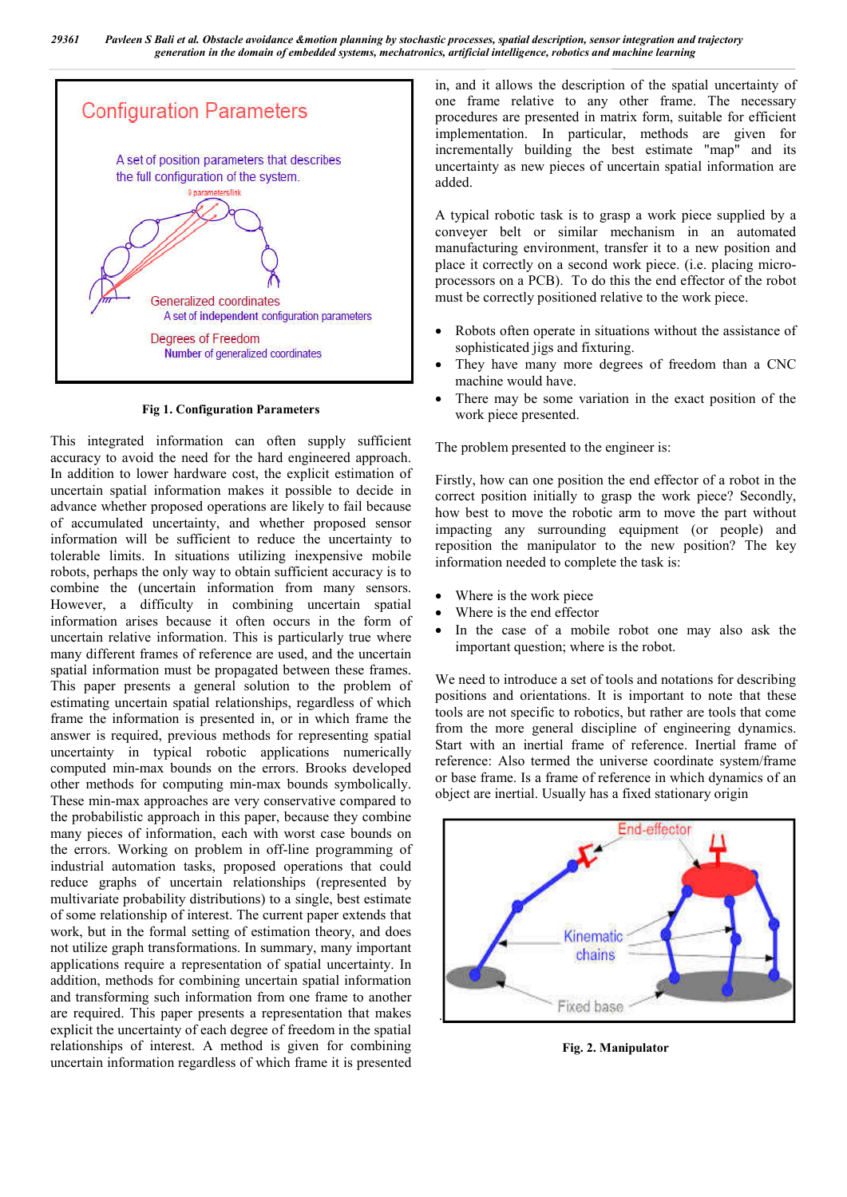Configuration Parameters

A set of position parameters that describes the full configuration of the system.

Generalized coordinates
A set of independent configuration parameters

Degrees of Freedom
Number of generalized coordinates

**Fig 1. Configuration Parameters**

This integrated information can often supply sufficient accuracy to avoid the need for the hard engineered approach. In addition to lower hardware cost, the explicit estimation of uncertain spatial information makes it possible to decide in advance whether proposed operations are likely to fail because of accumulated uncertainty, and whether proposed sensor information will be sufficient to reduce the uncertainty to tolerable limits. In situations utilizing inexpensive mobile robots, perhaps the only way to obtain sufficient accuracy is to combine the (uncertain information from many sensors. However, a difficulty in combining uncertain spatial information arises because it often occurs in the form of uncertain relative information. This is particularly true where many different frames of reference are used, and the uncertain spatial information must be propagated between these frames. This paper presents a general solution to the problem of estimating uncertain spatial relationships, regardless of which frame the information is presented in, or in which frame the answer is required, previous methods for representing spatial uncertainty in typical robotic applications numerically computed min-max bounds on the errors. Brooks developed other methods for computing min-max bounds symbolically. These min-max approaches are very conservative compared to the probabilistic approach in this paper, because they combine many pieces of information, each with worst case bounds on the errors. Working on problem in off-line programming of industrial automation tasks, proposed operations that could reduce graphs of uncertain relationships (represented by multivariate probability distributions) to a single, best estimate of some relationship of interest. The current paper extends that work, but in the formal setting of estimation theory, and does not utilize graph transformations. In summary, many important applications require a representation of spatial uncertainty. In addition, methods for combining uncertain spatial information and transforming such information from one frame to another are required. This paper presents a representation that makes explicit the uncertainty of each degree of freedom in the spatial relationships of interest. A method is given for combining uncertain information regardless of which frame it is presented in, and it allows the description of the spatial uncertainty of one frame relative to any other frame. The necessary procedures are presented in matrix form, suitable for efficient implementation. In particular, methods are given for incrementally building the best estimate "map" and its uncertainty as new pieces of uncertain spatial information are added.

A typical robotic task is to grasp a work piece supplied by a conveyer belt or similar mechanism in an automated manufacturing environment, transfer it to a new position and place it correctly on a second work piece. (i.e. placing micro-processors on a PCB). To do this the end effector of the robot must be correctly positioned relative to the work piece.

- Robots often operate in situations without the assistance of sophisticated jigs and fixturing.
- They have many more degrees of freedom than a CNC machine would have.
- There may be some variation in the exact position of the work piece presented.

The problem presented to the engineer is:

Firstly, how can one position the end effector of a robot in the correct position initially to grasp the work piece? Secondly, how best to move the robotic arm to move the part without impacting any surrounding equipment (or people) and reposition the manipulator to the new position? The key information needed to complete the task is:

- Where is the work piece
- Where is the end effector
- In the case of a mobile robot one may also ask the important question; where is the robot.

We need to introduce a set of tools and notations for describing positions and orientations. It is important to note that these tools are not specific to robotics, but rather are tools that come from the more general discipline of engineering dynamics. Start with an inertial frame of reference. Inertial frame of reference: Also termed the universe coordinate system/frame or base frame. Is a frame of reference in which dynamics of an object are inertial. Usually has a fixed stationary origin

End-effector
Kinematic chains
Fixed base

**Fig. 2. Manipulator**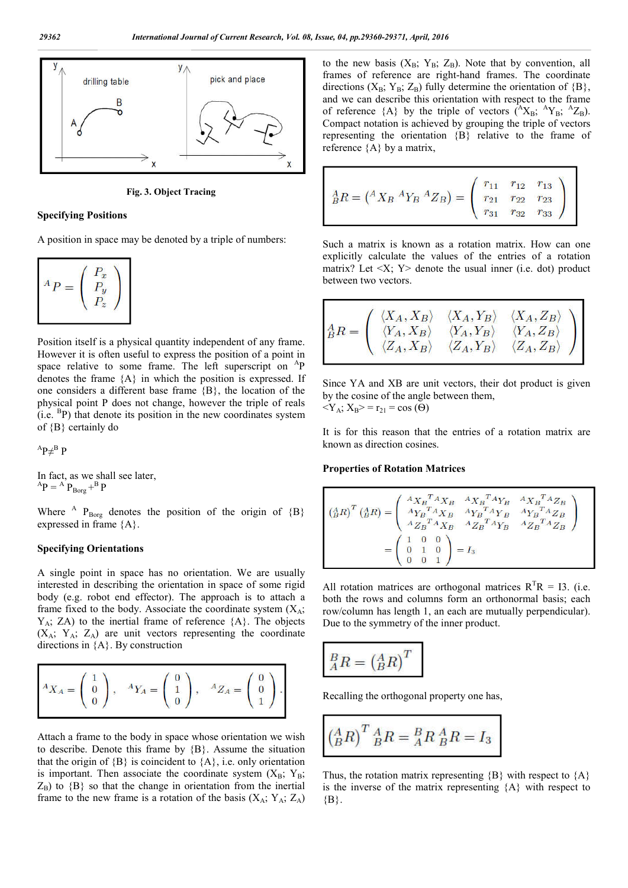Fig. 3. Object Tracing

### Specifying Positions

A position in space may be denoted by a triple of numbers:

$$^{A}P = \begin{pmatrix} P_x \\ P_y \\ P_z \end{pmatrix}$$

Position itself is a physical quantity independent of any frame. However it is often useful to express the position of a point in space relative to some frame. The left superscript on $^{A}P$ denotes the frame {A} in which the position is expressed. If one considers a different base frame {B}, the location of the physical point P does not change, however the triple of reals (i.e. $^{B}P$) that denote its position in the new coordinates system of {B} certainly do

$^{A}P \neq {}^{B}P$

In fact, as we shall see later,
$^{A}P = {}^{A}P_{Borg} + {}^{B}P$

Where $^{A}P_{Borg}$ denotes the position of the origin of {B} expressed in frame {A}.

### Specifying Orientations

A single point in space has no orientation. We are usually interested in describing the orientation in space of some rigid body (e.g. robot end effector). The approach is to attach a frame fixed to the body. Associate the coordinate system ($X_A$; $Y_A$; ZA) to the inertial frame of reference {A}. The objects ($X_A$; $Y_A$; $Z_A$) are unit vectors representing the coordinate directions in {A}. By construction

$$^{A}X_A = \begin{pmatrix} 1 \\ 0 \\ 0 \end{pmatrix}, \quad ^{A}Y_A = \begin{pmatrix} 0 \\ 1 \\ 0 \end{pmatrix}, \quad ^{A}Z_A = \begin{pmatrix} 0 \\ 0 \\ 1 \end{pmatrix}.$$

Attach a frame to the body in space whose orientation we wish to describe. Denote this frame by {B}. Assume the situation that the origin of {B} is coincident to {A}, i.e. only orientation is important. Then associate the coordinate system ($X_B$; $Y_B$; $Z_B$) to {B} so that the change in orientation from the inertial frame to the new frame is a rotation of the basis ($X_A$; $Y_A$; $Z_A$) to the new basis ($X_B$; $Y_B$; $Z_B$). Note that by convention, all frames of reference are right-hand frames. The coordinate directions ($X_B$; $Y_B$; $Z_B$) fully determine the orientation of {B}, and we can describe this orientation with respect to the frame of reference {A} by the triple of vectors ($^{A}X_B$; $^{A}Y_B$; $^{A}Z_B$). Compact notation is achieved by grouping the triple of vectors representing the orientation {B} relative to the frame of reference {A} by a matrix,

$$^{A}_{B}R = \left(^{A}X_B \; ^{A}Y_B \; ^{A}Z_B\right) = \begin{pmatrix} r_{11} & r_{12} & r_{13} \\ r_{21} & r_{22} & r_{23} \\ r_{31} & r_{32} & r_{33} \end{pmatrix}$$

Such a matrix is known as a rotation matrix. How can one explicitly calculate the values of the entries of a rotation matrix? Let <X; Y> denote the usual inner (i.e. dot) product between two vectors.

$$^{A}_{B}R = \begin{pmatrix} \langle X_A, X_B \rangle & \langle X_A, Y_B \rangle & \langle X_A, Z_B \rangle \\ \langle Y_A, X_B \rangle & \langle Y_A, Y_B \rangle & \langle Y_A, Z_B \rangle \\ \langle Z_A, X_B \rangle & \langle Z_A, Y_B \rangle & \langle Z_A, Z_B \rangle \end{pmatrix}$$

Since YA and XB are unit vectors, their dot product is given by the cosine of the angle between them,
$\langle Y_A; X_B \rangle = r_{21} = \cos(\Theta)$

It is for this reason that the entries of a rotation matrix are known as direction cosines.

### Properties of Rotation Matrices

$$\left(^{A}_{B}R\right)^T \left(^{A}_{B}R\right) = \begin{pmatrix} {}^{A}X_B^T\,{}^{A}X_B & {}^{A}X_B^T\,{}^{A}Y_B & {}^{A}X_B^T\,{}^{A}Z_B \\ {}^{A}Y_B^T\,{}^{A}X_B & {}^{A}Y_B^T\,{}^{A}Y_B & {}^{A}Y_B^T\,{}^{A}Z_B \\ {}^{A}Z_B^T\,{}^{A}X_B & {}^{A}Z_B^T\,{}^{A}Y_B & {}^{A}Z_B^T\,{}^{A}Z_B \end{pmatrix} = \begin{pmatrix} 1 & 0 & 0 \\ 0 & 1 & 0 \\ 0 & 0 & 1 \end{pmatrix} = I_3$$

All rotation matrices are orthogonal matrices $R^TR = I3$. (i.e. both the rows and columns form an orthonormal basis; each row/column has length 1, an each are mutually perpendicular). Due to the symmetry of the inner product.

$$^{B}_{A}R = \left(^{A}_{B}R\right)^T$$

Recalling the orthogonal property one has,

$$\left(^{A}_{B}R\right)^T \, ^{A}_{B}R = {}^{B}_{A}R \, ^{A}_{B}R = I_3$$

Thus, the rotation matrix representing {B} with respect to {A} is the inverse of the matrix representing {A} with respect to {B}.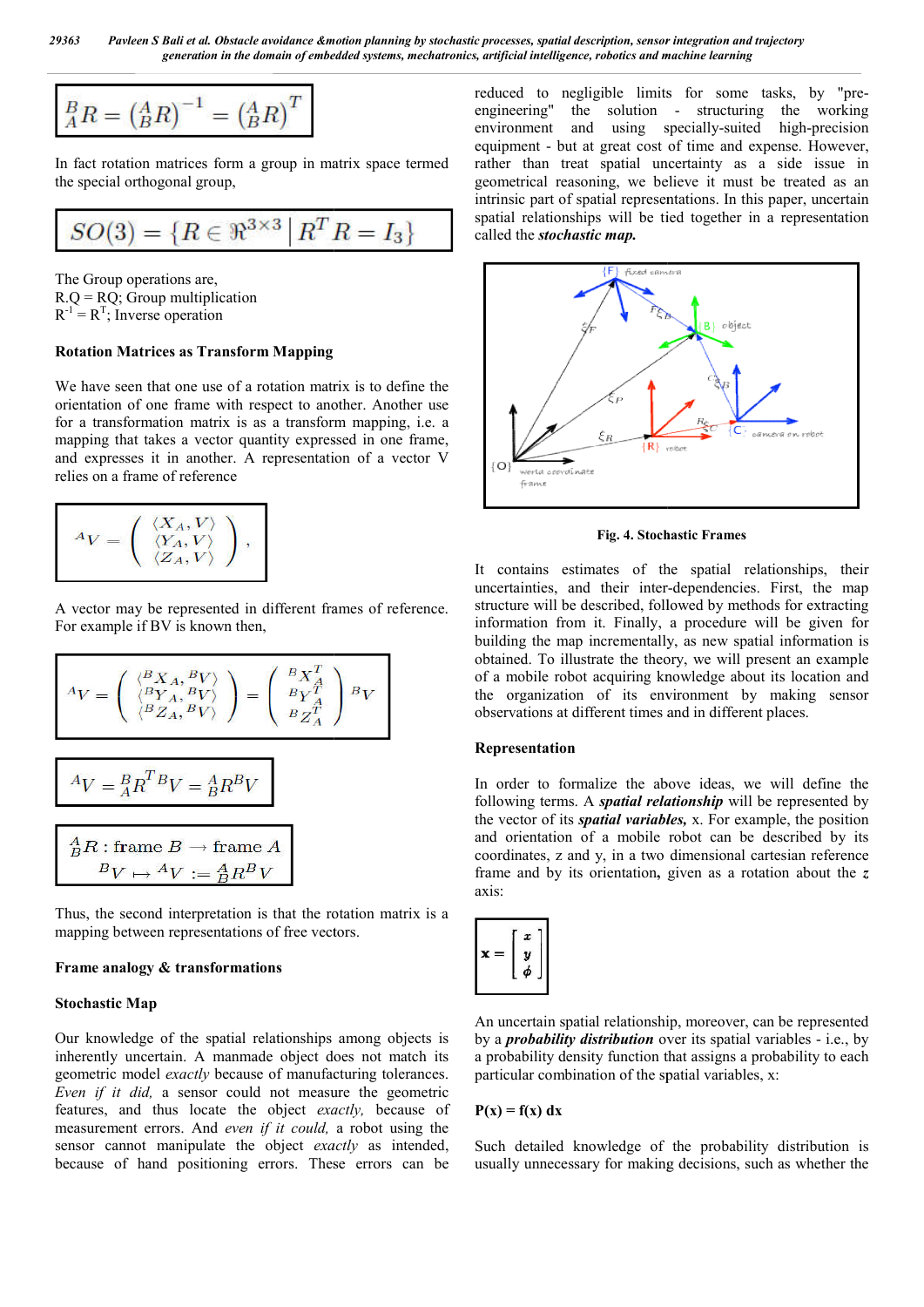$$ {}^{B}_{A}R = \left({}^{A}_{B}R\right)^{-1} = \left({}^{A}_{B}R\right)^{T} $$

In fact rotation matrices form a group in matrix space termed the special orthogonal group,

$$ SO(3) = \{R \in \Re^{3\times 3} \,|\, R^{T}R = I_3\} $$

The Group operations are,
R.Q = RQ; Group multiplication
$R^{-1} = R^{T}$; Inverse operation

**Rotation Matrices as Transform Mapping**

We have seen that one use of a rotation matrix is to define the orientation of one frame with respect to another. Another use for a transformation matrix is as a transform mapping, i.e. a mapping that takes a vector quantity expressed in one frame, and expresses it in another. A representation of a vector V relies on a frame of reference

$$ {}^{A}V = \begin{pmatrix} \langle X_A, V\rangle \\ \langle Y_A, V\rangle \\ \langle Z_A, V\rangle \end{pmatrix}, $$

A vector may be represented in different frames of reference. For example if BV is known then,

$$ {}^{A}V = \begin{pmatrix} \langle {}^{B}X_A, {}^{B}V\rangle \\ \langle {}^{B}Y_A, {}^{B}V\rangle \\ \langle {}^{B}Z_A, {}^{B}V\rangle \end{pmatrix} = \begin{pmatrix} {}^{B}X_A^{T} \\ {}^{B}Y_A^{T} \\ {}^{B}Z_A^{T} \end{pmatrix} {}^{B}V $$

$$ {}^{A}V = {}^{B}_{A}R^{T}\,{}^{B}V = {}^{A}_{B}R\,{}^{B}V $$

$$ {}^{A}_{B}R : \text{frame } B \rightarrow \text{frame } A $$
$$ {}^{B}V \mapsto {}^{A}V := {}^{A}_{B}R\,{}^{B}V $$

Thus, the second interpretation is that the rotation matrix is a mapping between representations of free vectors.

**Frame analogy & transformations**

**Stochastic Map**

Our knowledge of the spatial relationships among objects is inherently uncertain. A manmade object does not match its geometric model *exactly* because of manufacturing tolerances. *Even if it did,* a sensor could not measure the geometric features, and thus locate the object *exactly,* because of measurement errors. And *even if it could,* a robot using the sensor cannot manipulate the object *exactly* as intended, because of hand positioning errors. These errors can be reduced to negligible limits for some tasks, by "pre-engineering" the solution - structuring the working environment and using specially-suited high-precision equipment - but at great cost of time and expense. However, rather than treat spatial uncertainty as a side issue in geometrical reasoning, we believe it must be treated as an intrinsic part of spatial representations. In this paper, uncertain spatial relationships will be tied together in a representation called the ***stochastic map.***

{F} fixed camera
$\xi_{FB}$
{B} object
$\xi_F$
$\xi_{CB}$
$\xi_P$
$\xi_R$
$\xi_{RC}$
{C} camera on robot
{R} robot
{O} world coordinate frame

**Fig. 4. Stochastic Frames**

It contains estimates of the spatial relationships, their uncertainties, and their inter-dependencies. First, the map structure will be described, followed by methods for extracting information from it. Finally, a procedure will be given for building the map incrementally, as new spatial information is obtained. To illustrate the theory, we will present an example of a mobile robot acquiring knowledge about its location and the organization of its environment by making sensor observations at different times and in different places.

**Representation**

In order to formalize the above ideas, we will define the following terms. A ***spatial relationship*** will be represented by the vector of its ***spatial variables,*** x. For example, the position and orientation of a mobile robot can be described by its coordinates, z and y, in a two dimensional cartesian reference frame and by its orientation**,** given as a rotation about the ***z*** axis:

$$ \mathbf{x} = \begin{bmatrix} x \\ y \\ \phi \end{bmatrix} $$

An uncertain spatial relationship, moreover, can be represented by a ***probability distribution*** over its spatial variables - i.e., by a probability density function that assigns a probability to each particular combination of the spatial variables, x:

**P(x) = f(x) dx**

Such detailed knowledge of the probability distribution is usually unnecessary for making decisions, such as whether the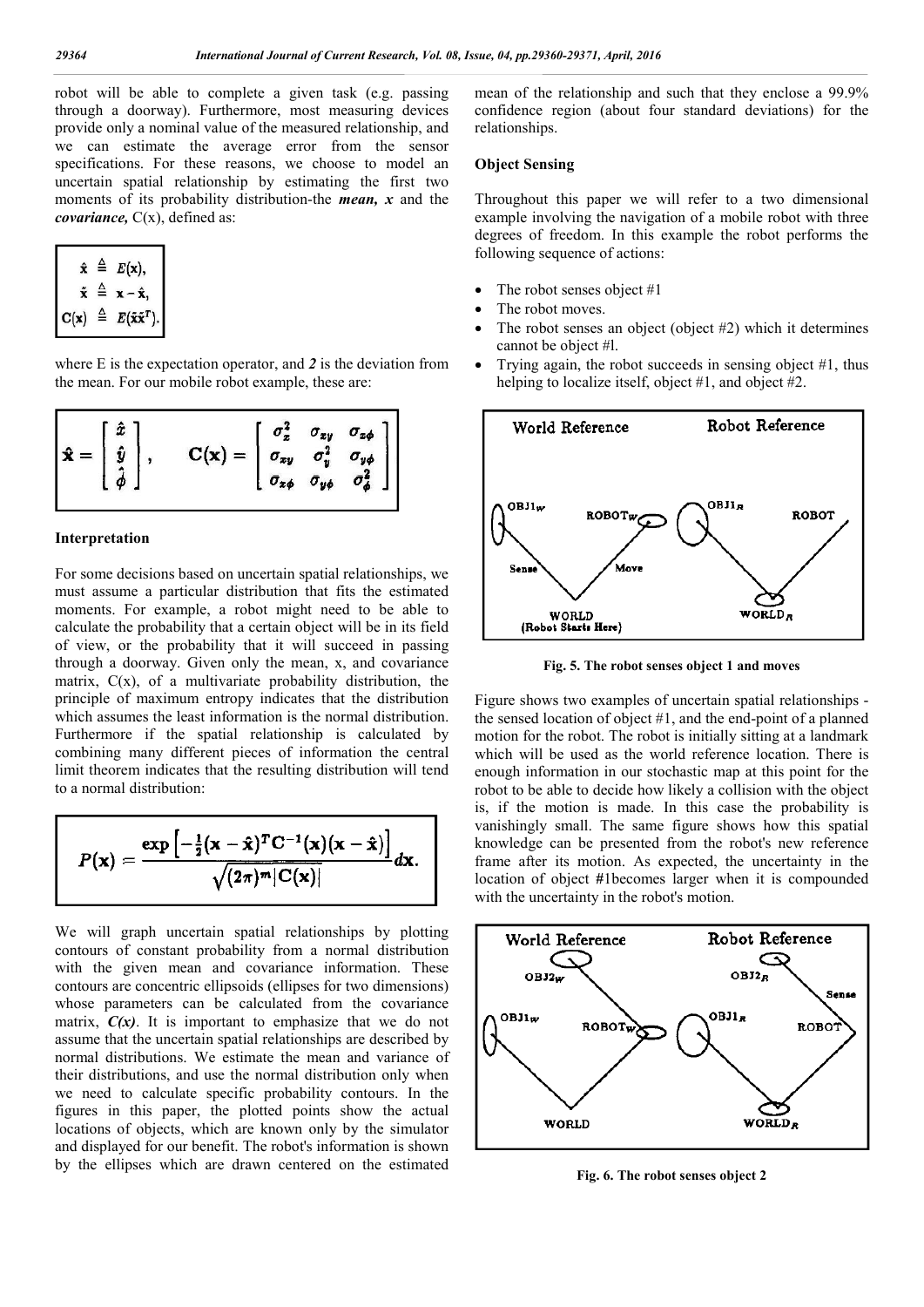robot will be able to complete a given task (e.g. passing through a doorway). Furthermore, most measuring devices provide only a nominal value of the measured relationship, and we can estimate the average error from the sensor specifications. For these reasons, we choose to model an uncertain spatial relationship by estimating the first two moments of its probability distribution-the ***mean,*** ***x*** and the ***covariance,*** C(x), defined as:

$$\hat{\mathbf{x}} \triangleq E(\mathbf{x}),$$
$$\tilde{\mathbf{x}} \triangleq \mathbf{x} - \hat{\mathbf{x}},$$
$$\mathbf{C}(\mathbf{x}) \triangleq E(\tilde{\mathbf{x}}\tilde{\mathbf{x}}^T).$$

where E is the expectation operator, and *2* is the deviation from the mean. For our mobile robot example, these are:

$$\hat{\mathbf{x}} = \begin{bmatrix} \hat{x} \\ \hat{y} \\ \hat{\phi} \end{bmatrix}, \qquad \mathbf{C}(\mathbf{x}) = \begin{bmatrix} \sigma_x^2 & \sigma_{xy} & \sigma_{x\phi} \\ \sigma_{xy} & \sigma_y^2 & \sigma_{y\phi} \\ \sigma_{x\phi} & \sigma_{y\phi} & \sigma_\phi^2 \end{bmatrix}$$

### Interpretation

For some decisions based on uncertain spatial relationships, we must assume a particular distribution that fits the estimated moments. For example, a robot might need to be able to calculate the probability that a certain object will be in its field of view, or the probability that it will succeed in passing through a doorway. Given only the mean, x, and covariance matrix, C(x), of a multivariate probability distribution, the principle of maximum entropy indicates that the distribution which assumes the least information is the normal distribution. Furthermore if the spatial relationship is calculated by combining many different pieces of information the central limit theorem indicates that the resulting distribution will tend to a normal distribution:

$$P(\mathbf{x}) = \frac{\exp\left[-\frac{1}{2}(\mathbf{x}-\hat{\mathbf{x}})^T \mathbf{C}^{-1}(\mathbf{x})(\mathbf{x}-\hat{\mathbf{x}})\right]}{\sqrt{(2\pi)^m |\mathbf{C}(\mathbf{x})|}} d\mathbf{x}.$$

We will graph uncertain spatial relationships by plotting contours of constant probability from a normal distribution with the given mean and covariance information. These contours are concentric ellipsoids (ellipses for two dimensions) whose parameters can be calculated from the covariance matrix, ***C(x)***. It is important to emphasize that we do not assume that the uncertain spatial relationships are described by normal distributions. We estimate the mean and variance of their distributions, and use the normal distribution only when we need to calculate specific probability contours. In the figures in this paper, the plotted points show the actual locations of objects, which are known only by the simulator and displayed for our benefit. The robot's information is shown by the ellipses which are drawn centered on the estimated mean of the relationship and such that they enclose a 99.9% confidence region (about four standard deviations) for the relationships.

### Object Sensing

Throughout this paper we will refer to a two dimensional example involving the navigation of a mobile robot with three degrees of freedom. In this example the robot performs the following sequence of actions:

- The robot senses object #1
- The robot moves.
- The robot senses an object (object #2) which it determines cannot be object #l.
- Trying again, the robot succeeds in sensing object #1, thus helping to localize itself, object #1, and object #2.

**Fig. 5. The robot senses object 1 and moves**

Figure shows two examples of uncertain spatial relationships - the sensed location of object #1, and the end-point of a planned motion for the robot. The robot is initially sitting at a landmark which will be used as the world reference location. There is enough information in our stochastic map at this point for the robot to be able to decide how likely a collision with the object is, if the motion is made. In this case the probability is vanishingly small. The same figure shows how this spatial knowledge can be presented from the robot's new reference frame after its motion. As expected, the uncertainty in the location of object #1becomes larger when it is compounded with the uncertainty in the robot's motion.

**Fig. 6. The robot senses object 2**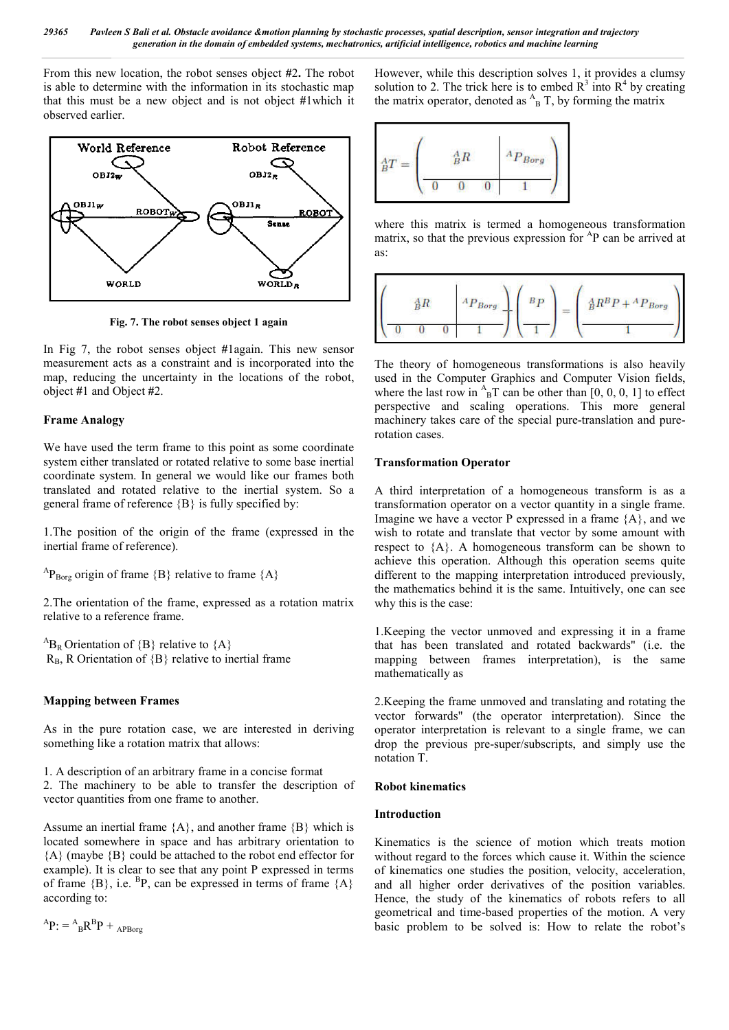From this new location, the robot senses object #2**.** The robot is able to determine with the information in its stochastic map that this must be a new object and is not object #1which it observed earlier.

**Fig. 7. The robot senses object 1 again**

In Fig 7, the robot senses object #1again. This new sensor measurement acts as a constraint and is incorporated into the map, reducing the uncertainty in the locations of the robot, object #1 and Object #2.

### Frame Analogy

We have used the term frame to this point as some coordinate system either translated or rotated relative to some base inertial coordinate system. In general we would like our frames both translated and rotated relative to the inertial system. So a general frame of reference {B} is fully specified by:

1.The position of the origin of the frame (expressed in the inertial frame of reference).

${}^{A}P_{Borg}$ origin of frame {B} relative to frame {A}

2.The orientation of the frame, expressed as a rotation matrix relative to a reference frame.

${}^{A}B_{R}$ Orientation of {B} relative to {A}
$R_B$, R Orientation of {B} relative to inertial frame

### Mapping between Frames

As in the pure rotation case, we are interested in deriving something like a rotation matrix that allows:

1. A description of an arbitrary frame in a concise format
2. The machinery to be able to transfer the description of vector quantities from one frame to another.

Assume an inertial frame {A}, and another frame {B} which is located somewhere in space and has arbitrary orientation to {A} (maybe {B} could be attached to the robot end effector for example). It is clear to see that any point P expressed in terms of frame {B}, i.e. ${}^{B}P$, can be expressed in terms of frame {A} according to:

$${}^{A}P := {}^{A}_{B}R\,{}^{B}P + {}_{APBorg}$$

However, while this description solves 1, it provides a clumsy solution to 2. The trick here is to embed $R^3$ into $R^4$ by creating the matrix operator, denoted as ${}^{A}_{B}T$, by forming the matrix

$${}^{A}_{B}T = \left(\begin{array}{ccc|c} & {}^{A}_{B}R & & {}^{A}P_{Borg} \\ \hline 0 & 0 & 0 & 1 \end{array}\right)$$

where this matrix is termed a homogeneous transformation matrix, so that the previous expression for ${}^{A}P$ can be arrived at as:

$$\left(\begin{array}{ccc|c} & {}^{A}_{B}R & & {}^{A}P_{Borg} \\ \hline 0 & 0 & 0 & 1 \end{array}\right)\left(\begin{array}{c} {}^{B}P \\ \hline 1 \end{array}\right) = \left(\begin{array}{c} {}^{A}_{B}R\,{}^{B}P + {}^{A}P_{Borg} \\ \hline 1 \end{array}\right)$$

The theory of homogeneous transformations is also heavily used in the Computer Graphics and Computer Vision fields, where the last row in ${}^{A}_{B}T$ can be other than [0, 0, 0, 1] to effect perspective and scaling operations. This more general machinery takes care of the special pure-translation and pure-rotation cases.

### Transformation Operator

A third interpretation of a homogeneous transform is as a transformation operator on a vector quantity in a single frame. Imagine we have a vector P expressed in a frame {A}, and we wish to rotate and translate that vector by some amount with respect to {A}. A homogeneous transform can be shown to achieve this operation. Although this operation seems quite different to the mapping interpretation introduced previously, the mathematics behind it is the same. Intuitively, one can see why this is the case:

1.Keeping the vector unmoved and expressing it in a frame that has been translated and rotated backwards" (i.e. the mapping between frames interpretation), is the same mathematically as

2.Keeping the frame unmoved and translating and rotating the vector forwards" (the operator interpretation). Since the operator interpretation is relevant to a single frame, we can drop the previous pre-super/subscripts, and simply use the notation T.

### Robot kinematics

#### Introduction

Kinematics is the science of motion which treats motion without regard to the forces which cause it. Within the science of kinematics one studies the position, velocity, acceleration, and all higher order derivatives of the position variables. Hence, the study of the kinematics of robots refers to all geometrical and time-based properties of the motion. A very basic problem to be solved is: How to relate the robot's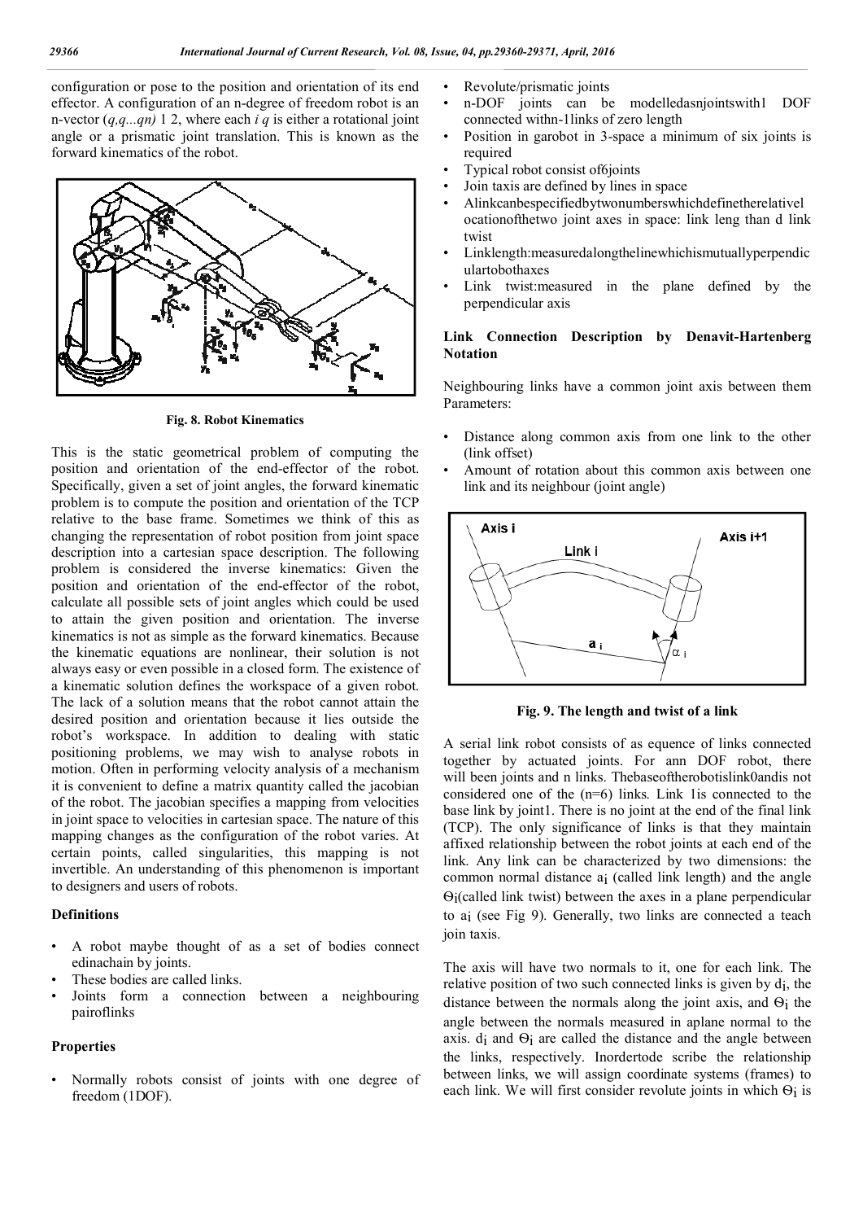configuration or pose to the position and orientation of its end effector. A configuration of an n-degree of freedom robot is an n-vector $(q,q...qn)$ 1 2, where each $i$ $q$ is either a rotational joint angle or a prismatic joint translation. This is known as the forward kinematics of the robot.

Fig. 8. Robot Kinematics

This is the static geometrical problem of computing the position and orientation of the end-effector of the robot. Specifically, given a set of joint angles, the forward kinematic problem is to compute the position and orientation of the TCP relative to the base frame. Sometimes we think of this as changing the representation of robot position from joint space description into a cartesian space description. The following problem is considered the inverse kinematics: Given the position and orientation of the end-effector of the robot, calculate all possible sets of joint angles which could be used to attain the given position and orientation. The inverse kinematics is not as simple as the forward kinematics. Because the kinematic equations are nonlinear, their solution is not always easy or even possible in a closed form. The existence of a kinematic solution defines the workspace of a given robot. The lack of a solution means that the robot cannot attain the desired position and orientation because it lies outside the robot's workspace. In addition to dealing with static positioning problems, we may wish to analyse robots in motion. Often in performing velocity analysis of a mechanism it is convenient to define a matrix quantity called the jacobian of the robot. The jacobian specifies a mapping from velocities in joint space to velocities in cartesian space. The nature of this mapping changes as the configuration of the robot varies. At certain points, called singularities, this mapping is not invertible. An understanding of this phenomenon is important to designers and users of robots.

**Definitions**

- A robot maybe thought of as a set of bodies connect edinachain by joints.
- These bodies are called links.
- Joints form a connection between a neighbouring pairoflinks

**Properties**

- Normally robots consist of joints with one degree of freedom (1DOF).
- Revolute/prismatic joints
- n-DOF joints can be modelledasnjointswith1 DOF connected withn-1links of zero length
- Position in garobot in 3-space a minimum of six joints is required
- Typical robot consist of6joints
- Join taxis are defined by lines in space
- Alinkcanbespecifiedbytwonumberswhichdefinetherelativel ocationofthetwo joint axes in space: link leng than d link twist
- Linklength:measuredalongthelinewhichismutuallyperpendic ulartobothaxes
- Link twist:measured in the plane defined by the perpendicular axis

**Link Connection Description by Denavit-Hartenberg Notation**

Neighbouring links have a common joint axis between them Parameters:

- Distance along common axis from one link to the other (link offset)
- Amount of rotation about this common axis between one link and its neighbour (joint angle)

Fig. 9. The length and twist of a link

A serial link robot consists of as equence of links connected together by actuated joints. For ann DOF robot, there will been joints and n links. Thebaseoftherobotislink0andis not considered one of the (n=6) links. Link 1is connected to the base link by joint1. There is no joint at the end of the final link (TCP). The only significance of links is that they maintain affixed relationship between the robot joints at each end of the link. Any link can be characterized by two dimensions: the common normal distance $a_i$ (called link length) and the angle $\Theta_i$(called link twist) between the axes in a plane perpendicular to $a_i$ (see Fig 9). Generally, two links are connected a teach join taxis.

The axis will have two normals to it, one for each link. The relative position of two such connected links is given by $d_i$, the distance between the normals along the joint axis, and $\Theta_i$ the angle between the normals measured in aplane normal to the axis. $d_i$ and $\Theta_i$ are called the distance and the angle between the links, respectively. Inordertode scribe the relationship between links, we will assign coordinate systems (frames) to each link. We will first consider revolute joints in which $\Theta_i$ is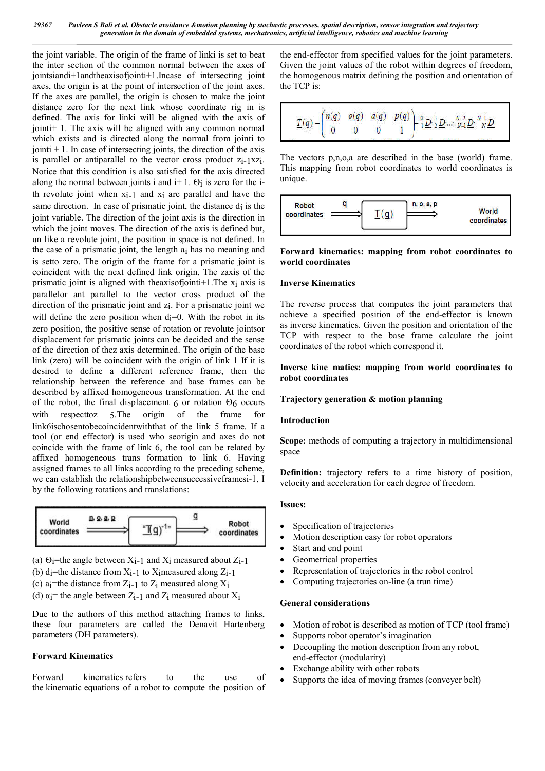the joint variable. The origin of the frame of linki is set to beat the inter section of the common normal between the axes of jointsiandi+1andtheaxisofjointi+1.Incase of intersecting joint axes, the origin is at the point of intersection of the joint axes. If the axes are parallel, the origin is chosen to make the joint distance zero for the next link whose coordinate rig in is defined. The axis for linki will be aligned with the axis of jointi+ 1. The axis will be aligned with any common normal which exists and is directed along the normal from jointi to jointi + 1. In case of intersecting joints, the direction of the axis is parallel or antiparallel to the vector cross product $z_{i-1}xz_i$. Notice that this condition is also satisfied for the axis directed along the normal between joints i and i+ 1. $\Theta_i$ is zero for the i-th revolute joint when $x_{i-1}$ and $x_i$ are parallel and have the same direction. In case of prismatic joint, the distance $d_i$ is the joint variable. The direction of the joint axis is the direction in which the joint moves. The direction of the axis is defined but, un like a revolute joint, the position in space is not defined. In the case of a prismatic joint, the length $a_i$ has no meaning and is setto zero. The origin of the frame for a prismatic joint is coincident with the next defined link origin. The zaxis of the prismatic joint is aligned with theaxisofjointi+1.The $x_i$ axis is parallelor ant parallel to the vector cross product of the direction of the prismatic joint and $z_i$. For a prismatic joint we will define the zero position when $d_i$=0. With the robot in its zero position, the positive sense of rotation or revolute jointsor displacement for prismatic joints can be decided and the sense of the direction of thez axis determined. The origin of the base link (zero) will be coincident with the origin of link 1 If it is desired to define a different reference frame, then the relationship between the reference and base frames can be described by affixed homogeneous transformation. At the end of the robot, the final displacement $_6$ or rotation $\Theta_6$ occurs with respecttoz $_5$.The origin of the frame for link6ischosentobecoincidentwiththat of the link 5 frame. If a tool (or end effector) is used who seorigin and axes do not coincide with the frame of link 6, the tool can be related by affixed homogeneous trans formation to link 6. Having assigned frames to all links according to the preceding scheme, we can establish the relationshipbetweensuccessiveframesi-1, I by the following rotations and translations:

World coordinates —n, o, a, p→ "$\underline{T}(q)^{-1}$" —q→ Robot coordinates

(a) $\Theta_i$=the angle between $X_{i-1}$ and $X_i$ measured about $Z_{i-1}$

(b) $d_i$=the distance from $X_{i-1}$ to $X_i$measured along $Z_{i-1}$

(c) $a_i$=the distance from $Z_{i-1}$ to $Z_i$ measured along $X_i$

(d) $\alpha_i$= the angle between $Z_{i-1}$ and $Z_i$ measured about $X_i$

Due to the authors of this method attaching frames to links, these four parameters are called the Denavit Hartenberg parameters (DH parameters).

### Forward Kinematics

Forward kinematics refers to the use of the kinematic equations of a robot to compute the position of the end-effector from specified values for the joint parameters. Given the joint values of the robot within degrees of freedom, the homogenous matrix defining the position and orientation of the TCP is:

$$\underline{T}(q) = \begin{pmatrix} \underline{n}(q) & \underline{o}(q) & \underline{a}(q) & \underline{p}(q) \\ 0 & 0 & 0 & 1 \end{pmatrix} = {}^{0}_{1}\underline{D} \cdot {}^{1}_{2}\underline{D} \cdots {}^{N-2}_{N-1}\underline{D} \cdot {}^{N-1}_{N}\underline{D}$$

The vectors p,n,o,a are described in the base (world) frame. This mapping from robot coordinates to world coordinates is unique.

Robot coordinates —q→ $\underline{T}(q)$ —n, o, a, p→ World coordinates

**Forward kinematics: mapping from robot coordinates to world coordinates**

### Inverse Kinematics

The reverse process that computes the joint parameters that achieve a specified position of the end-effector is known as inverse kinematics. Given the position and orientation of the TCP with respect to the base frame calculate the joint coordinates of the robot which correspond it.

**Inverse kine matics: mapping from world coordinates to robot coordinates**

### Trajectory generation & motion planning

#### Introduction

**Scope:** methods of computing a trajectory in multidimensional space

**Definition:** trajectory refers to a time history of position, velocity and acceleration for each degree of freedom.

#### Issues:

- Specification of trajectories
- Motion description easy for robot operators
- Start and end point
- Geometrical properties
- Representation of trajectories in the robot control
- Computing trajectories on-line (a trun time)

#### General considerations

- Motion of robot is described as motion of TCP (tool frame)
- Supports robot operator's imagination
- Decoupling the motion description from any robot, end-effector (modularity)
- Exchange ability with other robots
- Supports the idea of moving frames (conveyer belt)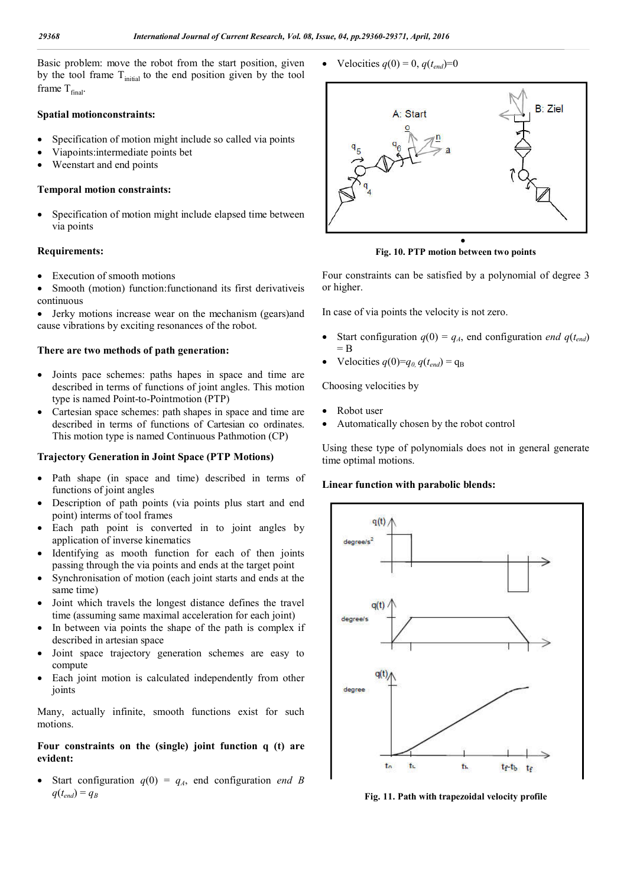Basic problem: move the robot from the start position, given by the tool frame $T_{initial}$ to the end position given by the tool frame $T_{final}$.

**Spatial motionconstraints:**

- Specification of motion might include so called via points
- Viapoints:intermediate points bet
- Weenstart and end points

**Temporal motion constraints:**

- Specification of motion might include elapsed time between via points

**Requirements:**

- Execution of smooth motions
- Smooth (motion) function:functionand its first derivativeis continuous
- Jerky motions increase wear on the mechanism (gears)and cause vibrations by exciting resonances of the robot.

**There are two methods of path generation:**

- Joints pace schemes: paths hapes in space and time are described in terms of functions of joint angles. This motion type is named Point-to-Pointmotion (PTP)
- Cartesian space schemes: path shapes in space and time are described in terms of functions of Cartesian co ordinates. This motion type is named Continuous Pathmotion (CP)

**Trajectory Generation in Joint Space (PTP Motions)**

- Path shape (in space and time) described in terms of functions of joint angles
- Description of path points (via points plus start and end point) interms of tool frames
- Each path point is converted in to joint angles by application of inverse kinematics
- Identifying as mooth function for each of then joints passing through the via points and ends at the target point
- Synchronisation of motion (each joint starts and ends at the same time)
- Joint which travels the longest distance defines the travel time (assuming same maximal acceleration for each joint)
- In between via points the shape of the path is complex if described in artesian space
- Joint space trajectory generation schemes are easy to compute
- Each joint motion is calculated independently from other joints

Many, actually infinite, smooth functions exist for such motions.

**Four constraints on the (single) joint function q (t) are evident:**

- Start configuration $q(0) = q_A$, end configuration *end B* $q(t_{end}) = q_B$
- Velocities $q(0) = 0$, $q(t_{end})=0$

**Fig. 10. PTP motion between two points**

Four constraints can be satisfied by a polynomial of degree 3 or higher.

In case of via points the velocity is not zero.

- Start configuration $q(0) = q_A$, end configuration *end* $q(t_{end}) = B$
- Velocities $q(0)=q_0$, $q(t_{end}) = q_B$

Choosing velocities by

- Robot user
- Automatically chosen by the robot control

Using these type of polynomials does not in general generate time optimal motions.

**Linear function with parabolic blends:**

**Fig. 11. Path with trapezoidal velocity profile**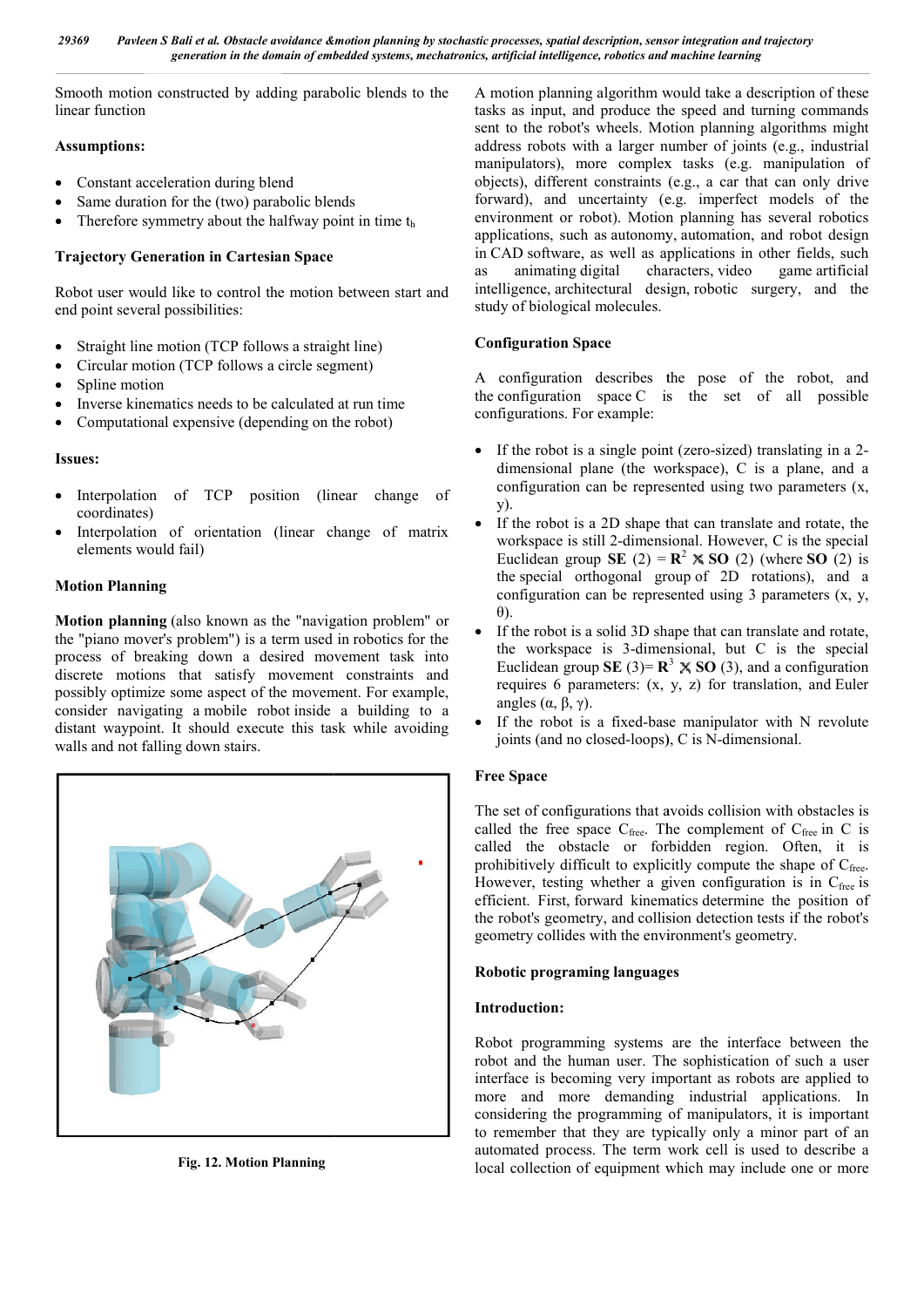Smooth motion constructed by adding parabolic blends to the linear function

**Assumptions:**

- Constant acceleration during blend
- Same duration for the (two) parabolic blends
- Therefore symmetry about the halfway point in time $t_h$

**Trajectory Generation in Cartesian Space**

Robot user would like to control the motion between start and end point several possibilities:

- Straight line motion (TCP follows a straight line)
- Circular motion (TCP follows a circle segment)
- Spline motion
- Inverse kinematics needs to be calculated at run time
- Computational expensive (depending on the robot)

**Issues:**

- Interpolation of TCP position (linear change of coordinates)
- Interpolation of orientation (linear change of matrix elements would fail)

**Motion Planning**

**Motion planning** (also known as the "navigation problem" or the "piano mover's problem") is a term used in robotics for the process of breaking down a desired movement task into discrete motions that satisfy movement constraints and possibly optimize some aspect of the movement. For example, consider navigating a mobile robot inside a building to a distant waypoint. It should execute this task while avoiding walls and not falling down stairs.

**Fig. 12. Motion Planning**

A motion planning algorithm would take a description of these tasks as input, and produce the speed and turning commands sent to the robot's wheels. Motion planning algorithms might address robots with a larger number of joints (e.g., industrial manipulators), more complex tasks (e.g. manipulation of objects), different constraints (e.g., a car that can only drive forward), and uncertainty (e.g. imperfect models of the environment or robot). Motion planning has several robotics applications, such as autonomy, automation, and robot design in CAD software, as well as applications in other fields, such as animating digital characters, video game artificial intelligence, architectural design, robotic surgery, and the study of biological molecules.

**Configuration Space**

A configuration describes the pose of the robot, and the configuration space C is the set of all possible configurations. For example:

- If the robot is a single point (zero-sized) translating in a 2-dimensional plane (the workspace), C is a plane, and a configuration can be represented using two parameters (x, y).
- If the robot is a 2D shape that can translate and rotate, the workspace is still 2-dimensional. However, C is the special Euclidean group **SE** (2) = $\mathbf{R}^2 \times$ **SO** (2) (where **SO** (2) is the special orthogonal group of 2D rotations), and a configuration can be represented using 3 parameters (x, y, θ).
- If the robot is a solid 3D shape that can translate and rotate, the workspace is 3-dimensional, but C is the special Euclidean group **SE** (3)= $\mathbf{R}^3 \times$ **SO** (3), and a configuration requires 6 parameters: (x, y, z) for translation, and Euler angles (α, β, γ).
- If the robot is a fixed-base manipulator with N revolute joints (and no closed-loops), C is N-dimensional.

**Free Space**

The set of configurations that avoids collision with obstacles is called the free space $C_{free}$. The complement of $C_{free}$ in C is called the obstacle or forbidden region. Often, it is prohibitively difficult to explicitly compute the shape of $C_{free}$. However, testing whether a given configuration is in $C_{free}$ is efficient. First, forward kinematics determine the position of the robot's geometry, and collision detection tests if the robot's geometry collides with the environment's geometry.

**Robotic programing languages**

**Introduction:**

Robot programming systems are the interface between the robot and the human user. The sophistication of such a user interface is becoming very important as robots are applied to more and more demanding industrial applications. In considering the programming of manipulators, it is important to remember that they are typically only a minor part of an automated process. The term work cell is used to describe a local collection of equipment which may include one or more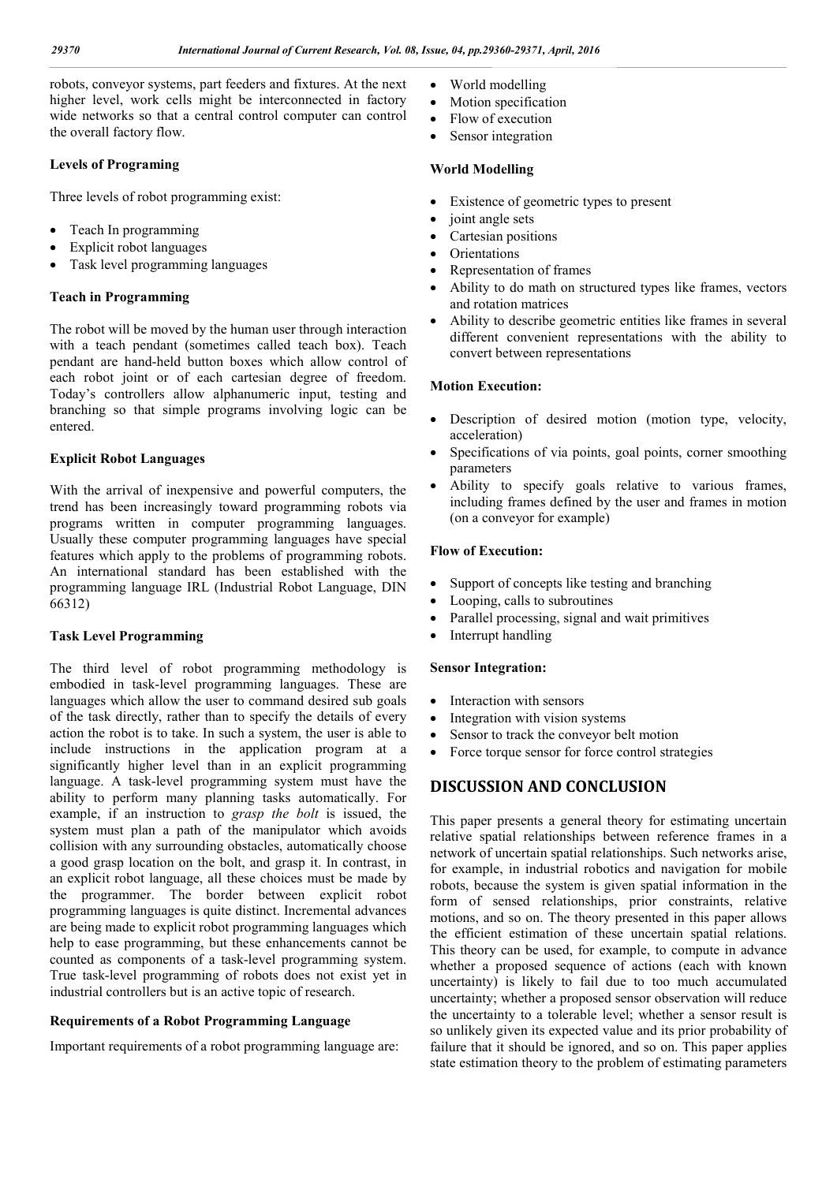robots, conveyor systems, part feeders and fixtures. At the next higher level, work cells might be interconnected in factory wide networks so that a central control computer can control the overall factory flow.

### Levels of Programing

Three levels of robot programming exist:

- Teach In programming
- Explicit robot languages
- Task level programming languages

### Teach in Programming

The robot will be moved by the human user through interaction with a teach pendant (sometimes called teach box). Teach pendant are hand-held button boxes which allow control of each robot joint or of each cartesian degree of freedom. Today's controllers allow alphanumeric input, testing and branching so that simple programs involving logic can be entered.

### Explicit Robot Languages

With the arrival of inexpensive and powerful computers, the trend has been increasingly toward programming robots via programs written in computer programming languages. Usually these computer programming languages have special features which apply to the problems of programming robots. An international standard has been established with the programming language IRL (Industrial Robot Language, DIN 66312)

### Task Level Programming

The third level of robot programming methodology is embodied in task-level programming languages. These are languages which allow the user to command desired sub goals of the task directly, rather than to specify the details of every action the robot is to take. In such a system, the user is able to include instructions in the application program at a significantly higher level than in an explicit programming language. A task-level programming system must have the ability to perform many planning tasks automatically. For example, if an instruction to *grasp the bolt* is issued, the system must plan a path of the manipulator which avoids collision with any surrounding obstacles, automatically choose a good grasp location on the bolt, and grasp it. In contrast, in an explicit robot language, all these choices must be made by the programmer. The border between explicit robot programming languages is quite distinct. Incremental advances are being made to explicit robot programming languages which help to ease programming, but these enhancements cannot be counted as components of a task-level programming system. True task-level programming of robots does not exist yet in industrial controllers but is an active topic of research.

### Requirements of a Robot Programming Language

Important requirements of a robot programming language are:

- World modelling
- Motion specification
- Flow of execution
- Sensor integration

### World Modelling

- Existence of geometric types to present
- joint angle sets
- Cartesian positions
- Orientations
- Representation of frames
- Ability to do math on structured types like frames, vectors and rotation matrices
- Ability to describe geometric entities like frames in several different convenient representations with the ability to convert between representations

### Motion Execution:

- Description of desired motion (motion type, velocity, acceleration)
- Specifications of via points, goal points, corner smoothing parameters
- Ability to specify goals relative to various frames, including frames defined by the user and frames in motion (on a conveyor for example)

### Flow of Execution:

- Support of concepts like testing and branching
- Looping, calls to subroutines
- Parallel processing, signal and wait primitives
- Interrupt handling

### Sensor Integration:

- Interaction with sensors
- Integration with vision systems
- Sensor to track the conveyor belt motion
- Force torque sensor for force control strategies

## DISCUSSION AND CONCLUSION

This paper presents a general theory for estimating uncertain relative spatial relationships between reference frames in a network of uncertain spatial relationships. Such networks arise, for example, in industrial robotics and navigation for mobile robots, because the system is given spatial information in the form of sensed relationships, prior constraints, relative motions, and so on. The theory presented in this paper allows the efficient estimation of these uncertain spatial relations. This theory can be used, for example, to compute in advance whether a proposed sequence of actions (each with known uncertainty) is likely to fail due to too much accumulated uncertainty; whether a proposed sensor observation will reduce the uncertainty to a tolerable level; whether a sensor result is so unlikely given its expected value and its prior probability of failure that it should be ignored, and so on. This paper applies state estimation theory to the problem of estimating parameters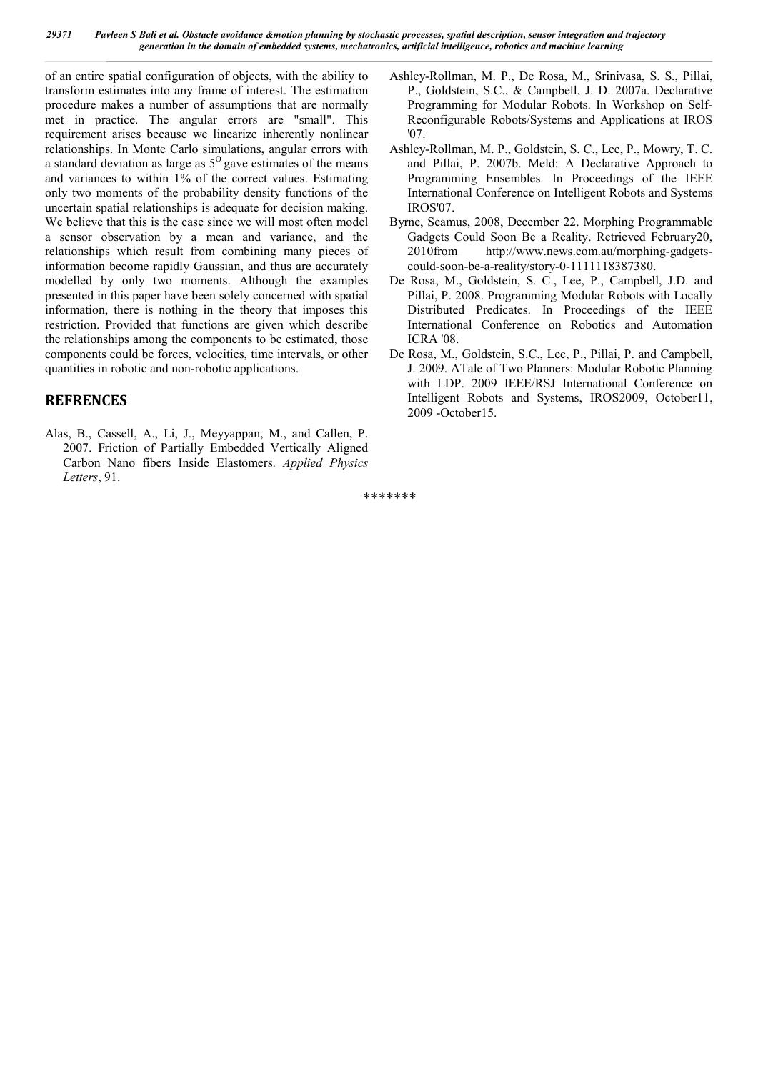of an entire spatial configuration of objects, with the ability to transform estimates into any frame of interest. The estimation procedure makes a number of assumptions that are normally met in practice. The angular errors are "small". This requirement arises because we linearize inherently nonlinear relationships. In Monte Carlo simulations**,** angular errors with a standard deviation as large as $5^{O}$ gave estimates of the means and variances to within 1% of the correct values. Estimating only two moments of the probability density functions of the uncertain spatial relationships is adequate for decision making. We believe that this is the case since we will most often model a sensor observation by a mean and variance, and the relationships which result from combining many pieces of information become rapidly Gaussian, and thus are accurately modelled by only two moments. Although the examples presented in this paper have been solely concerned with spatial information, there is nothing in the theory that imposes this restriction. Provided that functions are given which describe the relationships among the components to be estimated, those components could be forces, velocities, time intervals, or other quantities in robotic and non-robotic applications.

## REFRENCES

Alas, B., Cassell, A., Li, J., Meyyappan, M., and Callen, P. 2007. Friction of Partially Embedded Vertically Aligned Carbon Nano fibers Inside Elastomers. *Applied Physics Letters*, 91.

Ashley-Rollman, M. P., De Rosa, M., Srinivasa, S. S., Pillai, P., Goldstein, S.C., & Campbell, J. D. 2007a. Declarative Programming for Modular Robots. In Workshop on Self-Reconfigurable Robots/Systems and Applications at IROS '07.

Ashley-Rollman, M. P., Goldstein, S. C., Lee, P., Mowry, T. C. and Pillai, P. 2007b. Meld: A Declarative Approach to Programming Ensembles. In Proceedings of the IEEE International Conference on Intelligent Robots and Systems IROS'07.

Byrne, Seamus, 2008, December 22. Morphing Programmable Gadgets Could Soon Be a Reality. Retrieved February20, 2010from http://www.news.com.au/morphing-gadgets-could-soon-be-a-reality/story-0-1111118387380.

De Rosa, M., Goldstein, S. C., Lee, P., Campbell, J.D. and Pillai, P. 2008. Programming Modular Robots with Locally Distributed Predicates. In Proceedings of the IEEE International Conference on Robotics and Automation ICRA '08.

De Rosa, M., Goldstein, S.C., Lee, P., Pillai, P. and Campbell, J. 2009. ATale of Two Planners: Modular Robotic Planning with LDP. 2009 IEEE/RSJ International Conference on Intelligent Robots and Systems, IROS2009, October11, 2009 -October15.

*******